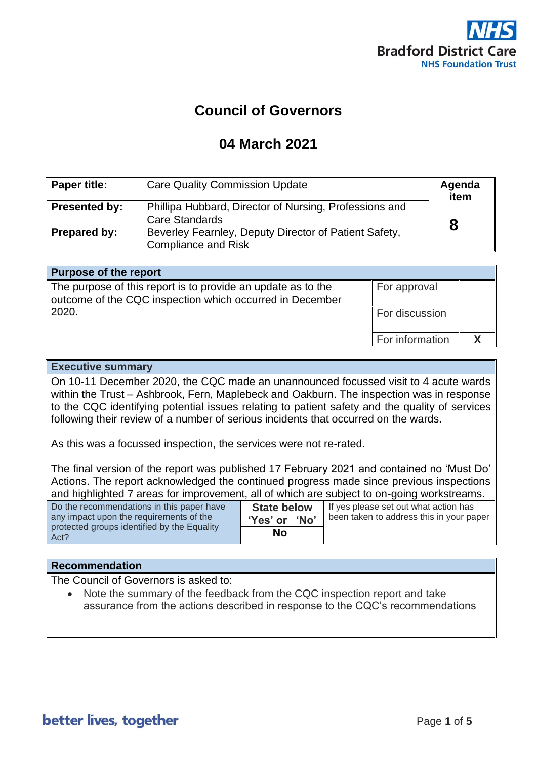NHS
Bradford District Care
NHS Foundation Trust

# Council of Governors

## 04 March 2021

| **Paper title:** | Care Quality Commission Update | **Agenda item** |
|---|---|---|
| **Presented by:** | Phillipa Hubbard, Director of Nursing, Professions and Care Standards | **8** |
| **Prepared by:** | Beverley Fearnley, Deputy Director of Patient Safety, Compliance and Risk | |

| **Purpose of the report** | | |
|---|---|---|
| The purpose of this report is to provide an update as to the outcome of the CQC inspection which occurred in December 2020. | For approval | |
| | For discussion | |
| | For information | X |

| **Executive summary** | | |
|---|---|---|
| On 10-11 December 2020, the CQC made an unannounced focussed visit to 4 acute wards within the Trust – Ashbrook, Fern, Maplebeck and Oakburn. The inspection was in response to the CQC identifying potential issues relating to patient safety and the quality of services following their review of a number of serious incidents that occurred on the wards.<br><br>As this was a focussed inspection, the services were not re-rated.<br><br>The final version of the report was published 17 February 2021 and contained no 'Must Do' Actions. The report acknowledged the continued progress made since previous inspections and highlighted 7 areas for improvement, all of which are subject to on-going workstreams. | | |
| Do the recommendations in this paper have any impact upon the requirements of the protected groups identified by the Equality Act? | **State below 'Yes' or 'No'**<br>**No** | If yes please set out what action has been taken to address this in your paper |

| **Recommendation** |
|---|
| The Council of Governors is asked to:<br>• Note the summary of the feedback from the CQC inspection report and take assurance from the actions described in response to the CQC's recommendations |

better lives, together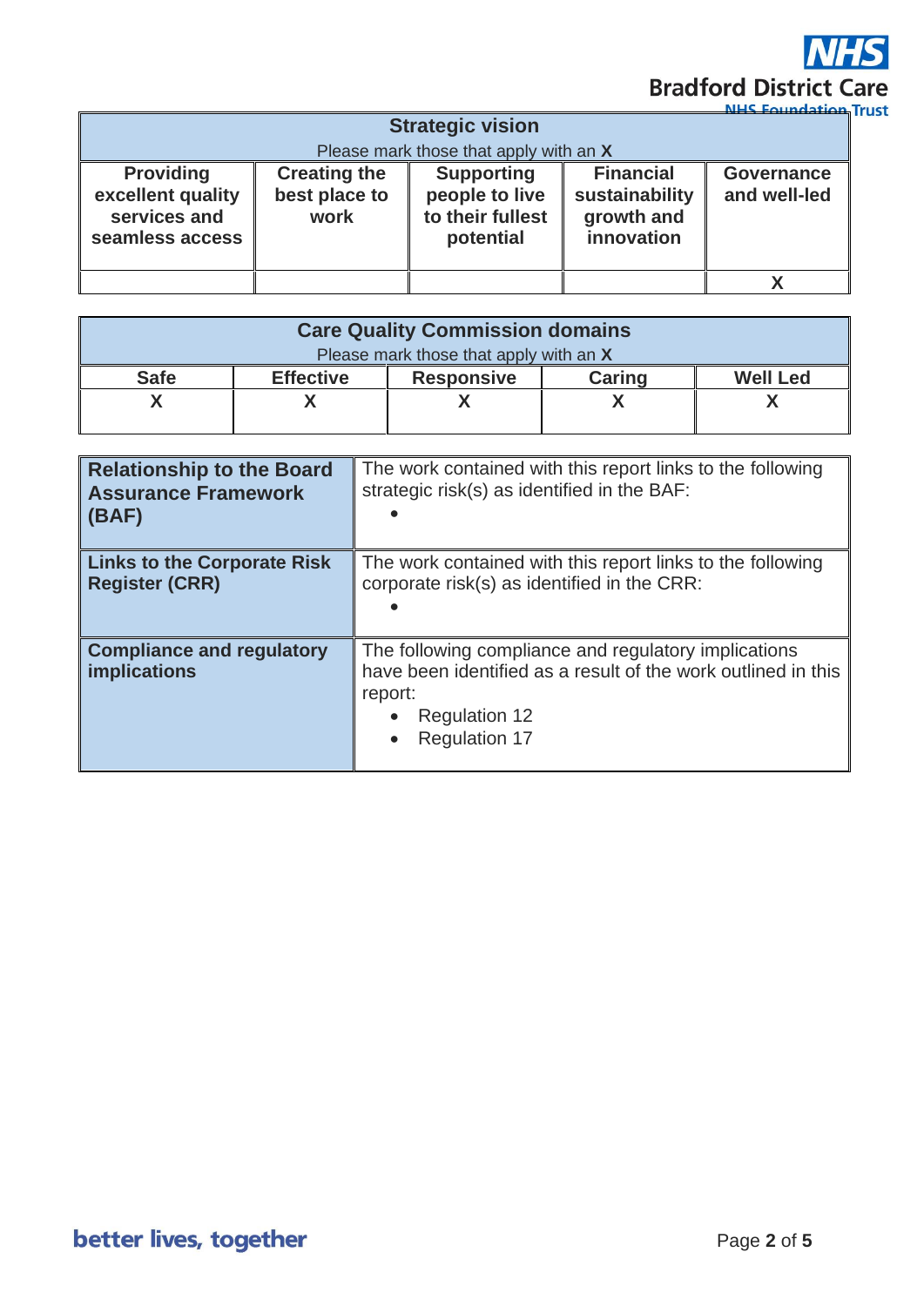| Strategic vision<br>Please mark those that apply with an **X** | | | | |
|---|---|---|---|---|
| **Providing excellent quality services and seamless access** | **Creating the best place to work** | **Supporting people to live to their fullest potential** | **Financial sustainability growth and innovation** | **Governance and well-led** |
| | | | | **X** |

| Care Quality Commission domains<br>Please mark those that apply with an **X** | | | | |
|---|---|---|---|---|
| **Safe** | **Effective** | **Responsive** | **Caring** | **Well Led** |
| **X** | **X** | **X** | **X** | **X** |

| | |
|---|---|
| **Relationship to the Board Assurance Framework (BAF)** | The work contained with this report links to the following strategic risk(s) as identified in the BAF:<br>• |
| **Links to the Corporate Risk Register (CRR)** | The work contained with this report links to the following corporate risk(s) as identified in the CRR:<br>• |
| **Compliance and regulatory implications** | The following compliance and regulatory implications have been identified as a result of the work outlined in this report:<br>• Regulation 12<br>• Regulation 17 |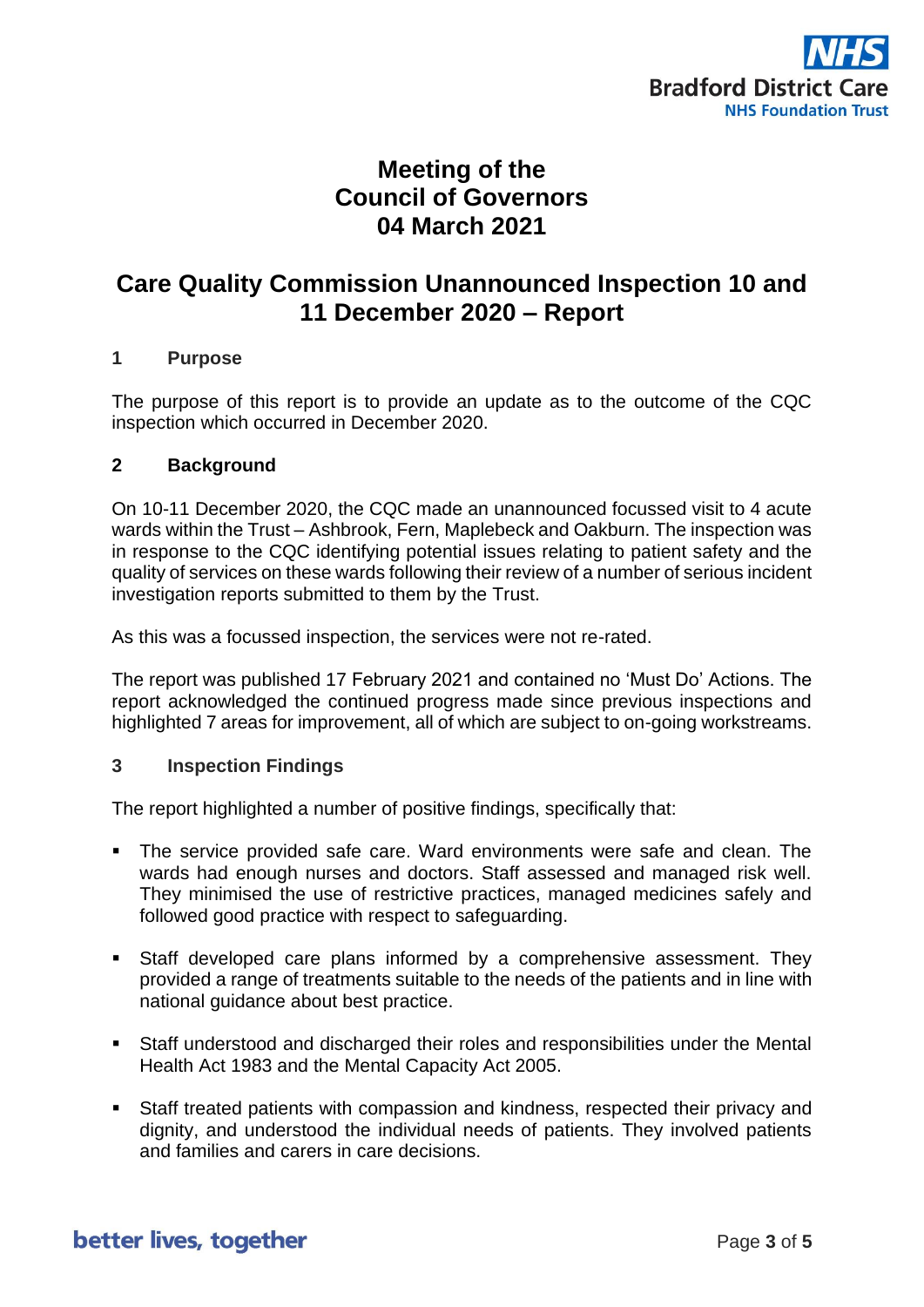# Meeting of the Council of Governors 04 March 2021

## Care Quality Commission Unannounced Inspection 10 and 11 December 2020 – Report

### 1 Purpose

The purpose of this report is to provide an update as to the outcome of the CQC inspection which occurred in December 2020.

### 2 Background

On 10-11 December 2020, the CQC made an unannounced focussed visit to 4 acute wards within the Trust – Ashbrook, Fern, Maplebeck and Oakburn. The inspection was in response to the CQC identifying potential issues relating to patient safety and the quality of services on these wards following their review of a number of serious incident investigation reports submitted to them by the Trust.

As this was a focussed inspection, the services were not re-rated.

The report was published 17 February 2021 and contained no 'Must Do' Actions. The report acknowledged the continued progress made since previous inspections and highlighted 7 areas for improvement, all of which are subject to on-going workstreams.

### 3 Inspection Findings

The report highlighted a number of positive findings, specifically that:

- The service provided safe care. Ward environments were safe and clean. The wards had enough nurses and doctors. Staff assessed and managed risk well. They minimised the use of restrictive practices, managed medicines safely and followed good practice with respect to safeguarding.
- Staff developed care plans informed by a comprehensive assessment. They provided a range of treatments suitable to the needs of the patients and in line with national guidance about best practice.
- Staff understood and discharged their roles and responsibilities under the Mental Health Act 1983 and the Mental Capacity Act 2005.
- Staff treated patients with compassion and kindness, respected their privacy and dignity, and understood the individual needs of patients. They involved patients and families and carers in care decisions.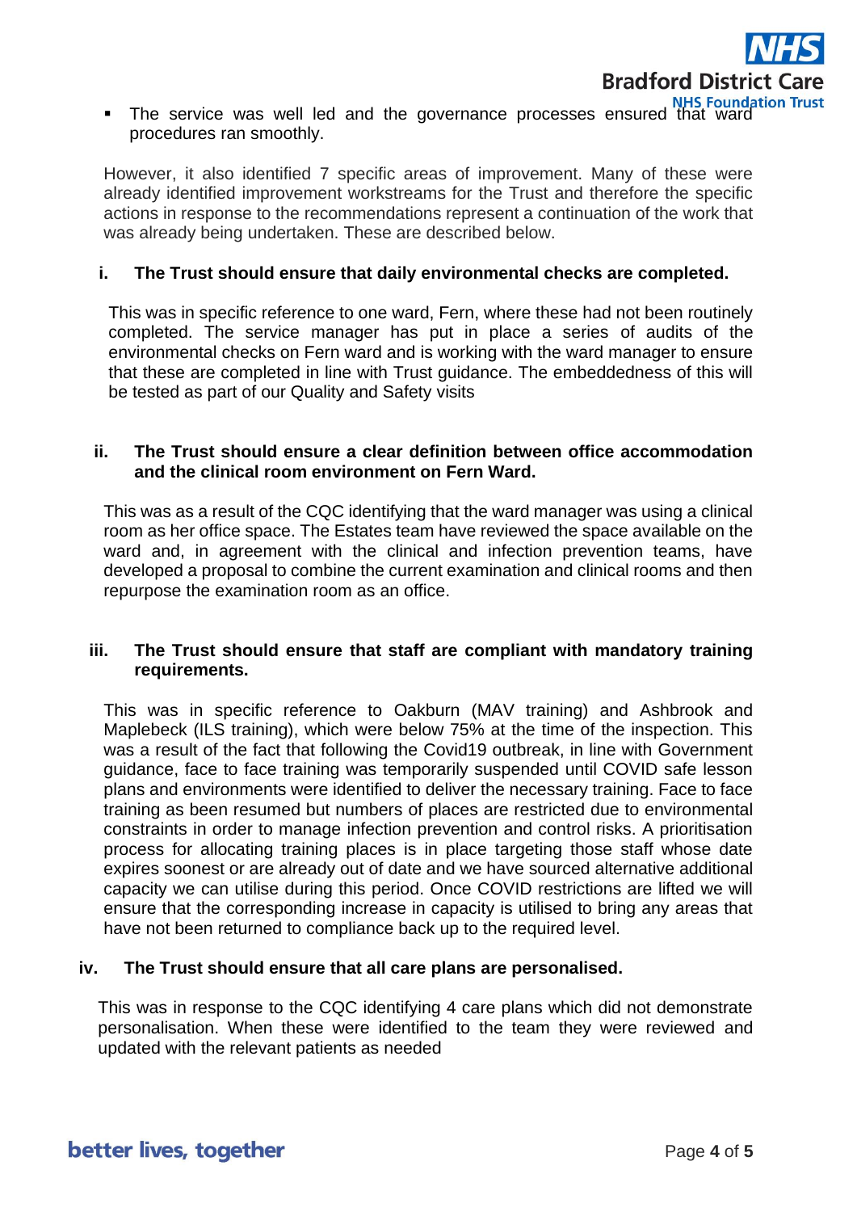- The service was well led and the governance processes ensured that ward procedures ran smoothly.

However, it also identified 7 specific areas of improvement. Many of these were already identified improvement workstreams for the Trust and therefore the specific actions in response to the recommendations represent a continuation of the work that was already being undertaken. These are described below.

**i. The Trust should ensure that daily environmental checks are completed.**

This was in specific reference to one ward, Fern, where these had not been routinely completed. The service manager has put in place a series of audits of the environmental checks on Fern ward and is working with the ward manager to ensure that these are completed in line with Trust guidance. The embeddedness of this will be tested as part of our Quality and Safety visits

**ii. The Trust should ensure a clear definition between office accommodation and the clinical room environment on Fern Ward.**

This was as a result of the CQC identifying that the ward manager was using a clinical room as her office space. The Estates team have reviewed the space available on the ward and, in agreement with the clinical and infection prevention teams, have developed a proposal to combine the current examination and clinical rooms and then repurpose the examination room as an office.

**iii. The Trust should ensure that staff are compliant with mandatory training requirements.**

This was in specific reference to Oakburn (MAV training) and Ashbrook and Maplebeck (ILS training), which were below 75% at the time of the inspection. This was a result of the fact that following the Covid19 outbreak, in line with Government guidance, face to face training was temporarily suspended until COVID safe lesson plans and environments were identified to deliver the necessary training. Face to face training as been resumed but numbers of places are restricted due to environmental constraints in order to manage infection prevention and control risks. A prioritisation process for allocating training places is in place targeting those staff whose date expires soonest or are already out of date and we have sourced alternative additional capacity we can utilise during this period. Once COVID restrictions are lifted we will ensure that the corresponding increase in capacity is utilised to bring any areas that have not been returned to compliance back up to the required level.

**iv. The Trust should ensure that all care plans are personalised.**

This was in response to the CQC identifying 4 care plans which did not demonstrate personalisation. When these were identified to the team they were reviewed and updated with the relevant patients as needed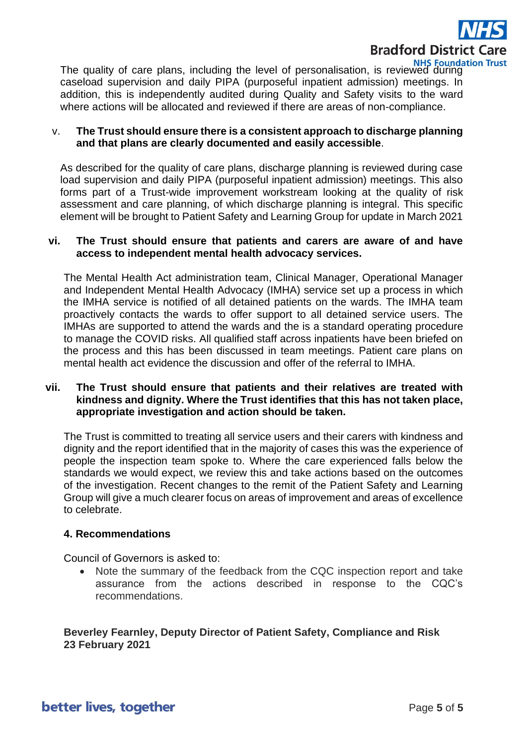The quality of care plans, including the level of personalisation, is reviewed during caseload supervision and daily PIPA (purposeful inpatient admission) meetings. In addition, this is independently audited during Quality and Safety visits to the ward where actions will be allocated and reviewed if there are areas of non-compliance.

v. **The Trust should ensure there is a consistent approach to discharge planning and that plans are clearly documented and easily accessible**.

As described for the quality of care plans, discharge planning is reviewed during case load supervision and daily PIPA (purposeful inpatient admission) meetings. This also forms part of a Trust-wide improvement workstream looking at the quality of risk assessment and care planning, of which discharge planning is integral. This specific element will be brought to Patient Safety and Learning Group for update in March 2021

**vi. The Trust should ensure that patients and carers are aware of and have access to independent mental health advocacy services.**

The Mental Health Act administration team, Clinical Manager, Operational Manager and Independent Mental Health Advocacy (IMHA) service set up a process in which the IMHA service is notified of all detained patients on the wards. The IMHA team proactively contacts the wards to offer support to all detained service users. The IMHAs are supported to attend the wards and the is a standard operating procedure to manage the COVID risks. All qualified staff across inpatients have been briefed on the process and this has been discussed in team meetings. Patient care plans on mental health act evidence the discussion and offer of the referral to IMHA.

**vii. The Trust should ensure that patients and their relatives are treated with kindness and dignity. Where the Trust identifies that this has not taken place, appropriate investigation and action should be taken.**

The Trust is committed to treating all service users and their carers with kindness and dignity and the report identified that in the majority of cases this was the experience of people the inspection team spoke to. Where the care experienced falls below the standards we would expect, we review this and take actions based on the outcomes of the investigation. Recent changes to the remit of the Patient Safety and Learning Group will give a much clearer focus on areas of improvement and areas of excellence to celebrate.

## 4. Recommendations

Council of Governors is asked to:

- Note the summary of the feedback from the CQC inspection report and take assurance from the actions described in response to the CQC's recommendations.

**Beverley Fearnley, Deputy Director of Patient Safety, Compliance and Risk**
**23 February 2021**